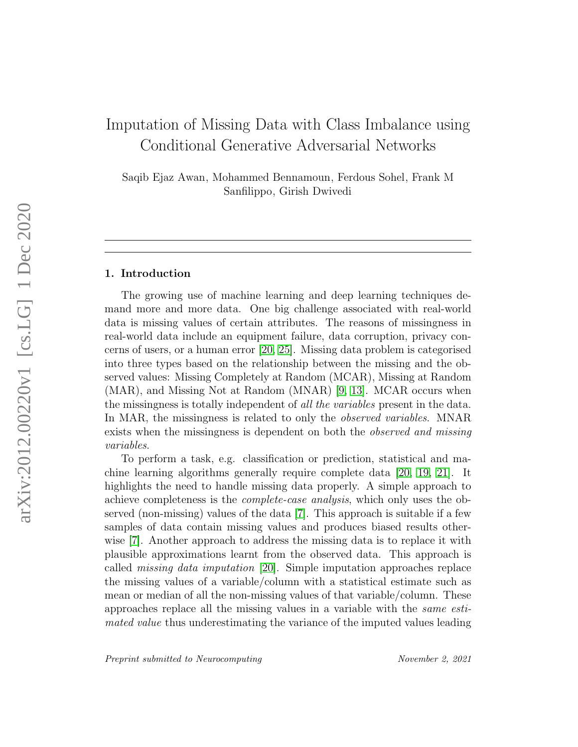# Imputation of Missing Data with Class Imbalance using Conditional Generative Adversarial Networks

Saqib Ejaz Awan, Mohammed Bennamoun, Ferdous Sohel, Frank M Sanfilippo, Girish Dwivedi

## 1. Introduction

The growing use of machine learning and deep learning techniques demand more and more data. One big challenge associated with real-world data is missing values of certain attributes. The reasons of missingness in real-world data include an equipment failure, data corruption, privacy concerns of users, or a human error [20, 25]. Missing data problem is categorised into three types based on the relationship between the missing and the observed values: Missing Completely at Random (MCAR), Missing at Random (MAR), and Missing Not at Random (MNAR) [9, 13]. MCAR occurs when the missingness is totally independent of *all the variables* present in the data. In MAR, the missingness is related to only the *observed variables*. MNAR exists when the missingness is dependent on both the *observed and missing variables*.

To perform a task, e.g. classification or prediction, statistical and machine learning algorithms generally require complete data [20, 19, 21]. It highlights the need to handle missing data properly. A simple approach to achieve completeness is the *complete-case analysis*, which only uses the observed (non-missing) values of the data [7]. This approach is suitable if a few samples of data contain missing values and produces biased results otherwise [7]. Another approach to address the missing data is to replace it with plausible approximations learnt from the observed data. This approach is called *missing data imputation* [20]. Simple imputation approaches replace the missing values of a variable/column with a statistical estimate such as mean or median of all the non-missing values of that variable/column. These approaches replace all the missing values in a variable with the *same estimated value* thus underestimating the variance of the imputed values leading

*Preprint submitted to Neurocomputing* November 2, 2021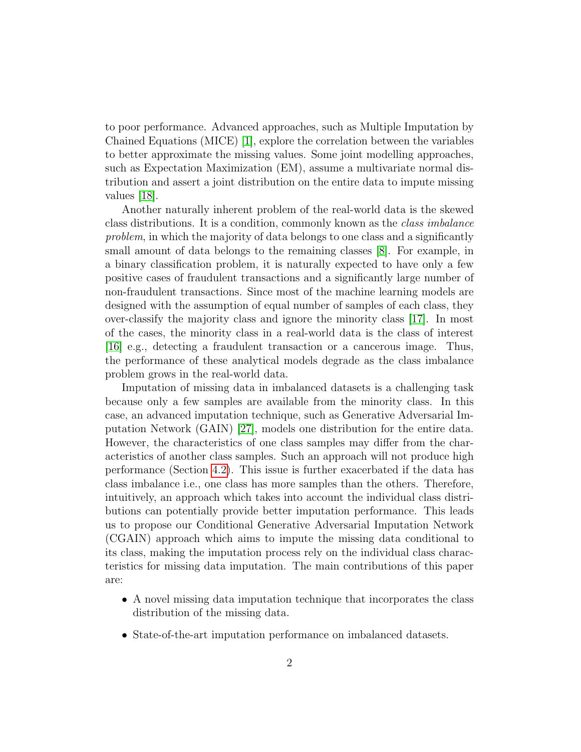to poor performance. Advanced approaches, such as Multiple Imputation by Chained Equations (MICE) [1], explore the correlation between the variables to better approximate the missing values. Some joint modelling approaches, such as Expectation Maximization (EM), assume a multivariate normal distribution and assert a joint distribution on the entire data to impute missing values [18].

Another naturally inherent problem of the real-world data is the skewed class distributions. It is a condition, commonly known as the *class imbalance problem*, in which the majority of data belongs to one class and a significantly small amount of data belongs to the remaining classes [8]. For example, in a binary classification problem, it is naturally expected to have only a few positive cases of fraudulent transactions and a significantly large number of non-fraudulent transactions. Since most of the machine learning models are designed with the assumption of equal number of samples of each class, they over-classify the majority class and ignore the minority class [17]. In most of the cases, the minority class in a real-world data is the class of interest [16] e.g., detecting a fraudulent transaction or a cancerous image. Thus, the performance of these analytical models degrade as the class imbalance problem grows in the real-world data.

Imputation of missing data in imbalanced datasets is a challenging task because only a few samples are available from the minority class. In this case, an advanced imputation technique, such as Generative Adversarial Imputation Network (GAIN) [27], models one distribution for the entire data. However, the characteristics of one class samples may differ from the characteristics of another class samples. Such an approach will not produce high performance (Section 4.2). This issue is further exacerbated if the data has class imbalance i.e., one class has more samples than the others. Therefore, intuitively, an approach which takes into account the individual class distributions can potentially provide better imputation performance. This leads us to propose our Conditional Generative Adversarial Imputation Network (CGAIN) approach which aims to impute the missing data conditional to its class, making the imputation process rely on the individual class characteristics for missing data imputation. The main contributions of this paper are:

- A novel missing data imputation technique that incorporates the class distribution of the missing data.
- State-of-the-art imputation performance on imbalanced datasets.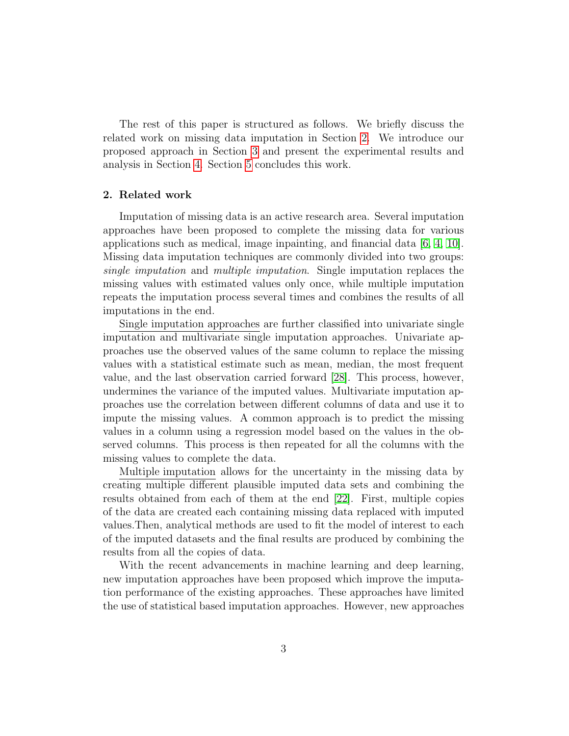The rest of this paper is structured as follows. We briefly discuss the related work on missing data imputation in Section 2. We introduce our proposed approach in Section 3 and present the experimental results and analysis in Section 4. Section 5 concludes this work.

## 2. Related work

Imputation of missing data is an active research area. Several imputation approaches have been proposed to complete the missing data for various applications such as medical, image inpainting, and financial data [6, 4, 10]. Missing data imputation techniques are commonly divided into two groups: *single imputation* and *multiple imputation*. Single imputation replaces the missing values with estimated values only once, while multiple imputation repeats the imputation process several times and combines the results of all imputations in the end.

Single imputation approaches are further classified into univariate single imputation and multivariate single imputation approaches. Univariate approaches use the observed values of the same column to replace the missing values with a statistical estimate such as mean, median, the most frequent value, and the last observation carried forward [28]. This process, however, undermines the variance of the imputed values. Multivariate imputation approaches use the correlation between different columns of data and use it to impute the missing values. A common approach is to predict the missing values in a column using a regression model based on the values in the observed columns. This process is then repeated for all the columns with the missing values to complete the data.

Multiple imputation allows for the uncertainty in the missing data by creating multiple different plausible imputed data sets and combining the results obtained from each of them at the end [22]. First, multiple copies of the data are created each containing missing data replaced with imputed values.Then, analytical methods are used to fit the model of interest to each of the imputed datasets and the final results are produced by combining the results from all the copies of data.

With the recent advancements in machine learning and deep learning, new imputation approaches have been proposed which improve the imputation performance of the existing approaches. These approaches have limited the use of statistical based imputation approaches. However, new approaches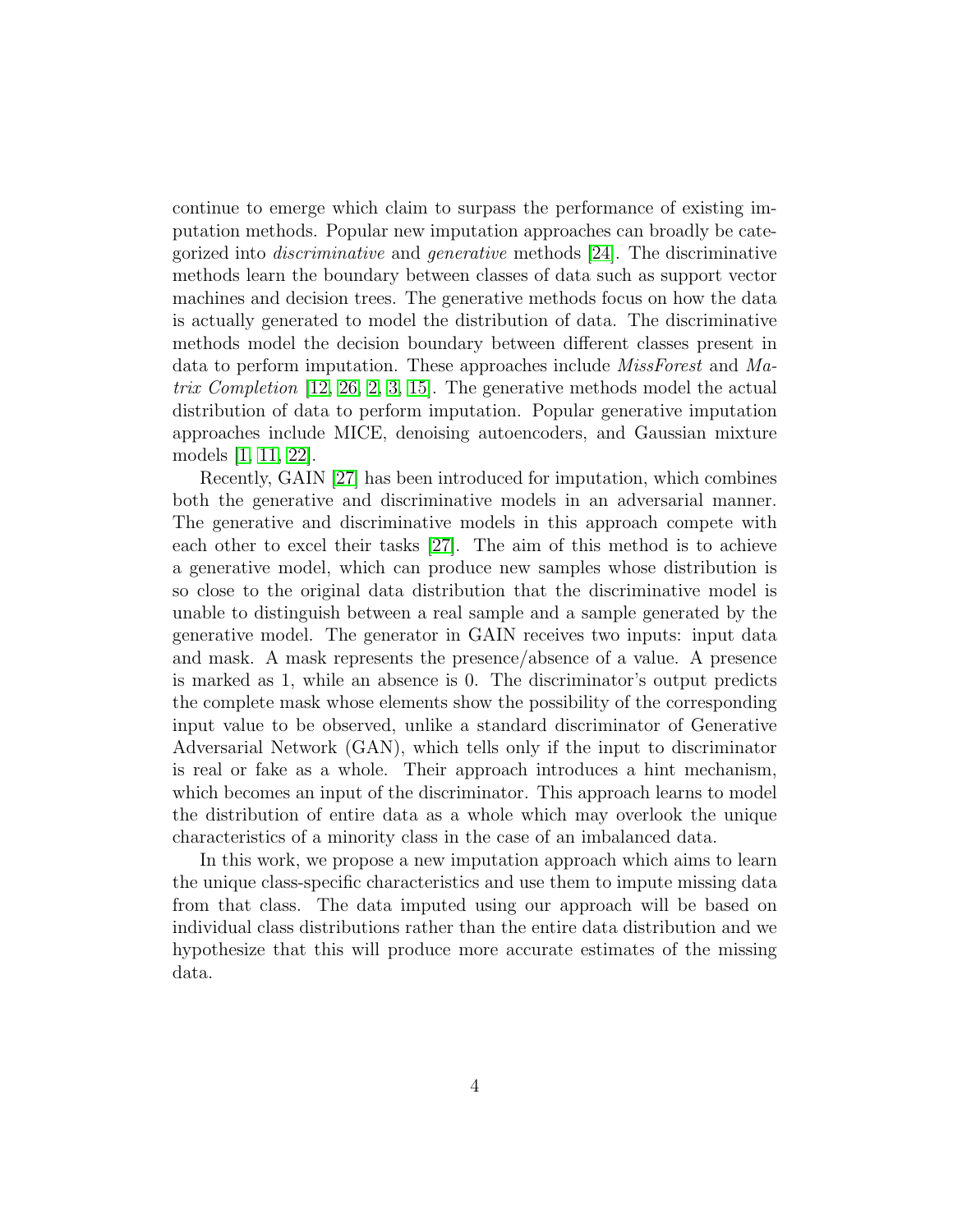continue to emerge which claim to surpass the performance of existing imputation methods. Popular new imputation approaches can broadly be categorized into *discriminative* and *generative* methods [24]. The discriminative methods learn the boundary between classes of data such as support vector machines and decision trees. The generative methods focus on how the data is actually generated to model the distribution of data. The discriminative methods model the decision boundary between different classes present in data to perform imputation. These approaches include *MissForest* and *Matrix Completion* [12, 26, 2, 3, 15]. The generative methods model the actual distribution of data to perform imputation. Popular generative imputation approaches include MICE, denoising autoencoders, and Gaussian mixture models [1, 11, 22].

Recently, GAIN [27] has been introduced for imputation, which combines both the generative and discriminative models in an adversarial manner. The generative and discriminative models in this approach compete with each other to excel their tasks [27]. The aim of this method is to achieve a generative model, which can produce new samples whose distribution is so close to the original data distribution that the discriminative model is unable to distinguish between a real sample and a sample generated by the generative model. The generator in GAIN receives two inputs: input data and mask. A mask represents the presence/absence of a value. A presence is marked as 1, while an absence is 0. The discriminator's output predicts the complete mask whose elements show the possibility of the corresponding input value to be observed, unlike a standard discriminator of Generative Adversarial Network (GAN), which tells only if the input to discriminator is real or fake as a whole. Their approach introduces a hint mechanism, which becomes an input of the discriminator. This approach learns to model the distribution of entire data as a whole which may overlook the unique characteristics of a minority class in the case of an imbalanced data.

In this work, we propose a new imputation approach which aims to learn the unique class-specific characteristics and use them to impute missing data from that class. The data imputed using our approach will be based on individual class distributions rather than the entire data distribution and we hypothesize that this will produce more accurate estimates of the missing data.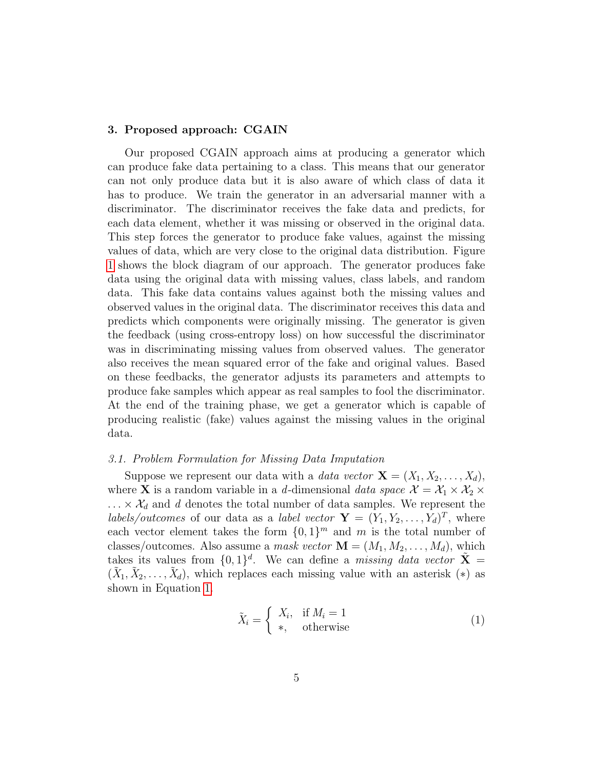## 3. Proposed approach: CGAIN

Our proposed CGAIN approach aims at producing a generator which can produce fake data pertaining to a class. This means that our generator can not only produce data but it is also aware of which class of data it has to produce. We train the generator in an adversarial manner with a discriminator. The discriminator receives the fake data and predicts, for each data element, whether it was missing or observed in the original data. This step forces the generator to produce fake values, against the missing values of data, which are very close to the original data distribution. Figure 1 shows the block diagram of our approach. The generator produces fake data using the original data with missing values, class labels, and random data. This fake data contains values against both the missing values and observed values in the original data. The discriminator receives this data and predicts which components were originally missing. The generator is given the feedback (using cross-entropy loss) on how successful the discriminator was in discriminating missing values from observed values. The generator also receives the mean squared error of the fake and original values. Based on these feedbacks, the generator adjusts its parameters and attempts to produce fake samples which appear as real samples to fool the discriminator. At the end of the training phase, we get a generator which is capable of producing realistic (fake) values against the missing values in the original data.

### 3.1. Problem Formulation for Missing Data Imputation

Suppose we represent our data with a *data vector* $\mathbf{X} = (X_1, X_2, \ldots, X_d)$, where $\mathbf{X}$ is a random variable in a $d$-dimensional *data space* $\mathcal{X} = \mathcal{X}_1 \times \mathcal{X}_2 \times \ldots \times \mathcal{X}_d$ and $d$ denotes the total number of data samples. We represent the *labels/outcomes* of our data as a *label vector* $\mathbf{Y} = (Y_1, Y_2, \ldots, Y_d)^T$, where each vector element takes the form $\{0, 1\}^m$ and $m$ is the total number of classes/outcomes. Also assume a *mask vector* $\mathbf{M} = (M_1, M_2, \ldots, M_d)$, which takes its values from $\{0, 1\}^d$. We can define a *missing data vector* $\tilde{\mathbf{X}} = (\tilde{X}_1, \tilde{X}_2, \ldots, \tilde{X}_d)$, which replaces each missing value with an asterisk ($*$) as shown in Equation 1.

$$\tilde{X}_i = \begin{cases} X_i, & \text{if } M_i = 1 \\ *, & \text{otherwise} \end{cases} \tag{1}$$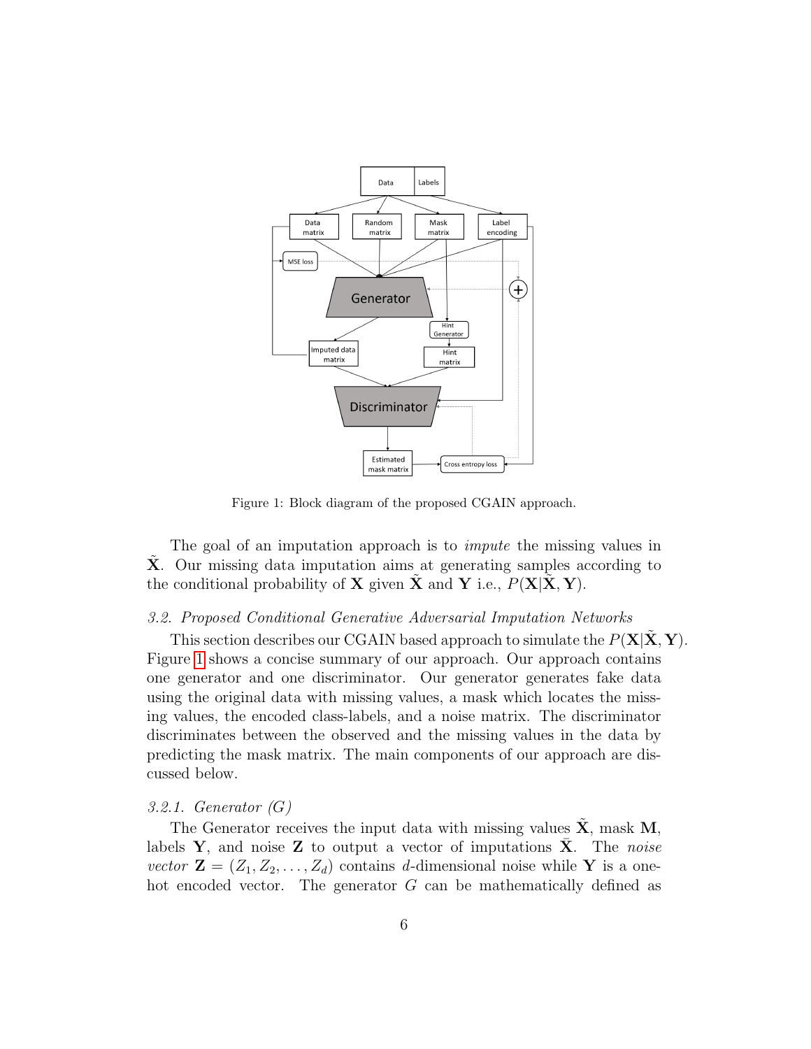Figure 1: Block diagram of the proposed CGAIN approach.

The goal of an imputation approach is to *impute* the missing values in $\tilde{\mathbf{X}}$. Our missing data imputation aims at generating samples according to the conditional probability of $\mathbf{X}$ given $\tilde{\mathbf{X}}$ and $\mathbf{Y}$ i.e., $P(\mathbf{X}|\tilde{\mathbf{X}}, \mathbf{Y})$.

### *3.2. Proposed Conditional Generative Adversarial Imputation Networks*

This section describes our CGAIN based approach to simulate the $P(\mathbf{X}|\tilde{\mathbf{X}}, \mathbf{Y})$. Figure 1 shows a concise summary of our approach. Our approach contains one generator and one discriminator. Our generator generates fake data using the original data with missing values, a mask which locates the missing values, the encoded class-labels, and a noise matrix. The discriminator discriminates between the observed and the missing values in the data by predicting the mask matrix. The main components of our approach are discussed below.

#### *3.2.1. Generator (G)*

The Generator receives the input data with missing values $\tilde{\mathbf{X}}$, mask $\mathbf{M}$, labels $\mathbf{Y}$, and noise $\mathbf{Z}$ to output a vector of imputations $\bar{\mathbf{X}}$. The *noise vector* $\mathbf{Z} = (Z_1, Z_2, \ldots, Z_d)$ contains $d$-dimensional noise while $\mathbf{Y}$ is a one-hot encoded vector. The generator $G$ can be mathematically defined as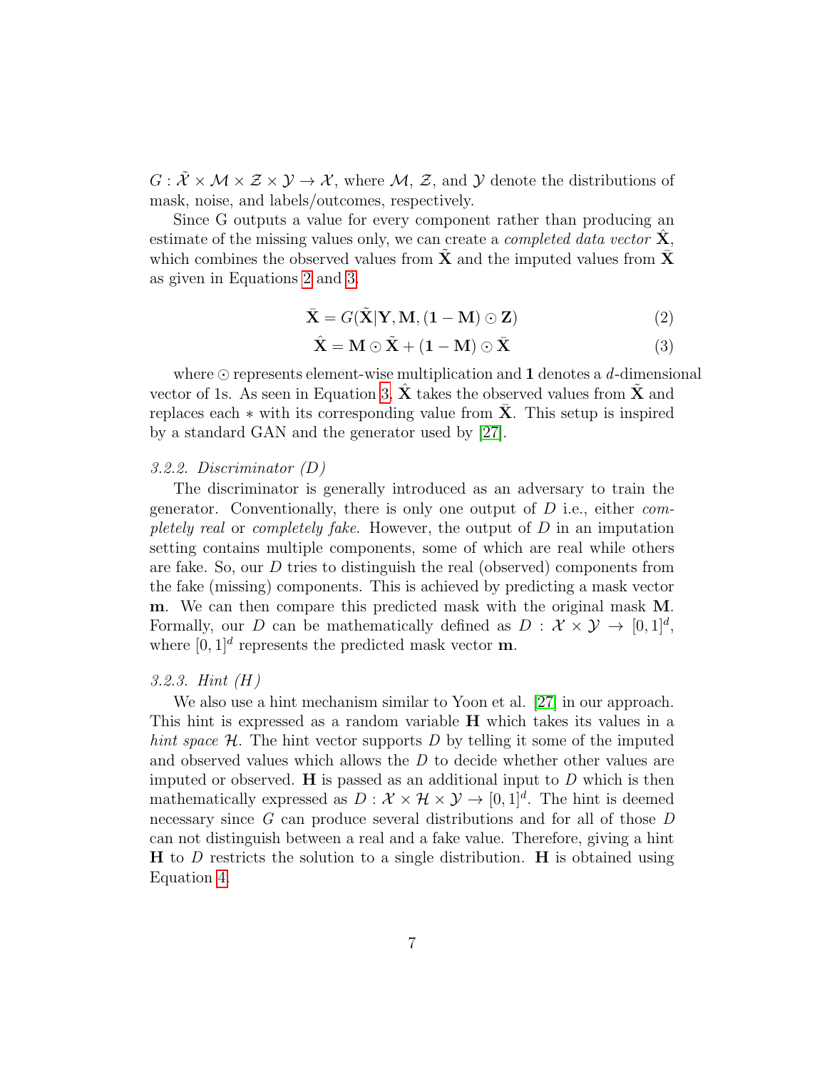$G : \tilde{\mathcal{X}} \times \mathcal{M} \times \mathcal{Z} \times \mathcal{Y} \rightarrow \mathcal{X}$, where $\mathcal{M}$, $\mathcal{Z}$, and $\mathcal{Y}$ denote the distributions of mask, noise, and labels/outcomes, respectively.

Since G outputs a value for every component rather than producing an estimate of the missing values only, we can create a *completed data vector* $\hat{\mathbf{X}}$, which combines the observed values from $\tilde{\mathbf{X}}$ and the imputed values from $\bar{\mathbf{X}}$ as given in Equations 2 and 3.

$$\bar{\mathbf{X}} = G(\tilde{\mathbf{X}}|\mathbf{Y}, \mathbf{M}, (\mathbf{1} - \mathbf{M}) \odot \mathbf{Z}) \tag{2}$$

$$\hat{\mathbf{X}} = \mathbf{M} \odot \tilde{\mathbf{X}} + (\mathbf{1} - \mathbf{M}) \odot \bar{\mathbf{X}} \tag{3}$$

where $\odot$ represents element-wise multiplication and $\mathbf{1}$ denotes a $d$-dimensional vector of 1s. As seen in Equation 3, $\hat{\mathbf{X}}$ takes the observed values from $\tilde{\mathbf{X}}$ and replaces each $*$ with its corresponding value from $\bar{\mathbf{X}}$. This setup is inspired by a standard GAN and the generator used by [27].

#### *3.2.2. Discriminator (D)*

The discriminator is generally introduced as an adversary to train the generator. Conventionally, there is only one output of $D$ i.e., either *completely real* or *completely fake*. However, the output of $D$ in an imputation setting contains multiple components, some of which are real while others are fake. So, our $D$ tries to distinguish the real (observed) components from the fake (missing) components. This is achieved by predicting a mask vector $\mathbf{m}$. We can then compare this predicted mask with the original mask $\mathbf{M}$. Formally, our $D$ can be mathematically defined as $D : \mathcal{X} \times \mathcal{Y} \rightarrow [0, 1]^d$, where $[0, 1]^d$ represents the predicted mask vector $\mathbf{m}$.

#### *3.2.3. Hint (H)*

We also use a hint mechanism similar to Yoon et al. [27] in our approach. This hint is expressed as a random variable $\mathbf{H}$ which takes its values in a *hint space* $\mathcal{H}$. The hint vector supports $D$ by telling it some of the imputed and observed values which allows the $D$ to decide whether other values are imputed or observed. $\mathbf{H}$ is passed as an additional input to $D$ which is then mathematically expressed as $D : \mathcal{X} \times \mathcal{H} \times \mathcal{Y} \rightarrow [0, 1]^d$. The hint is deemed necessary since $G$ can produce several distributions and for all of those $D$ can not distinguish between a real and a fake value. Therefore, giving a hint $\mathbf{H}$ to $D$ restricts the solution to a single distribution. $\mathbf{H}$ is obtained using Equation 4.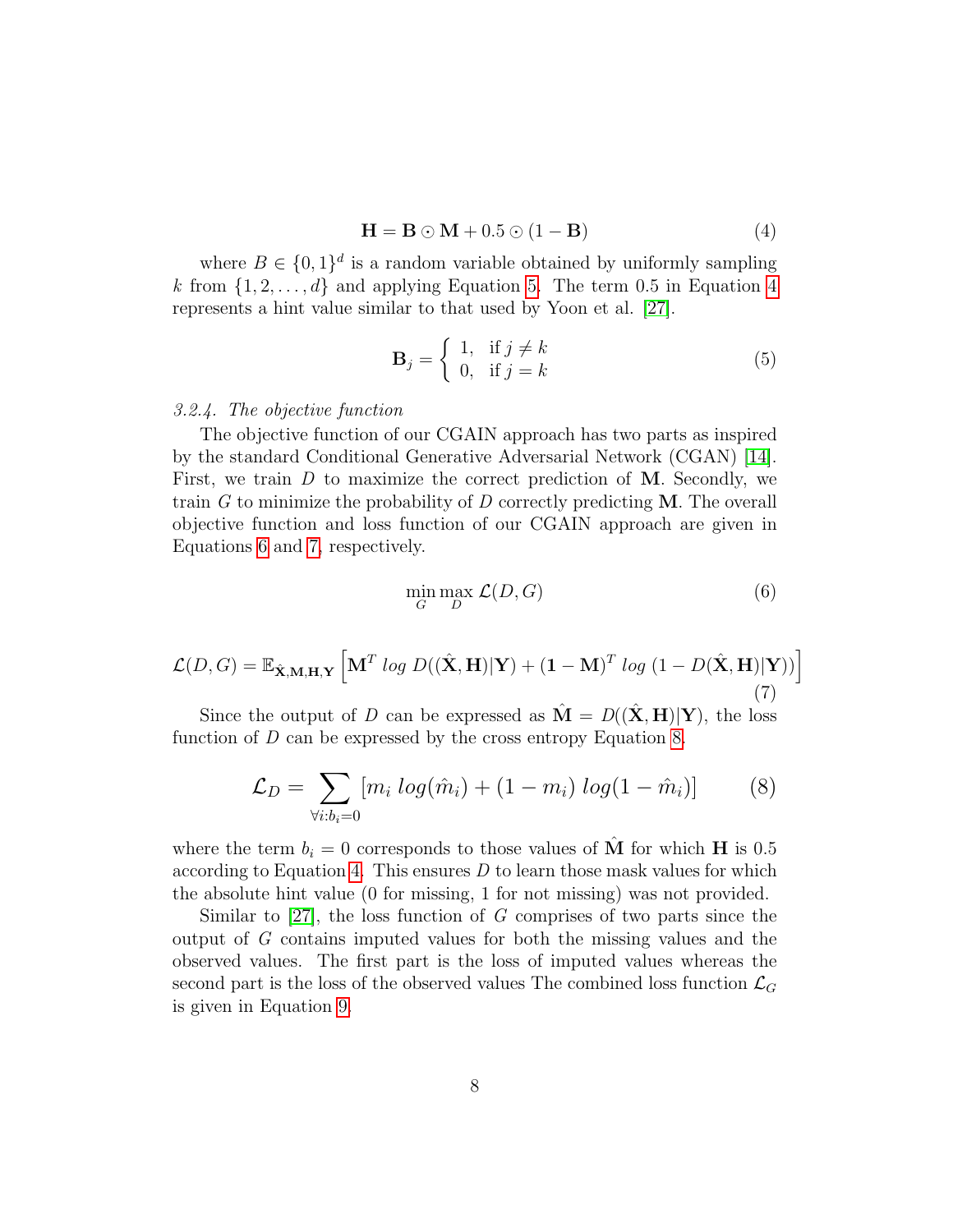$$\mathbf{H} = \mathbf{B} \odot \mathbf{M} + 0.5 \odot (1 - \mathbf{B}) \tag{4}$$

where $B \in \{0, 1\}^d$ is a random variable obtained by uniformly sampling $k$ from $\{1, 2, \ldots, d\}$ and applying Equation 5. The term 0.5 in Equation 4 represents a hint value similar to that used by Yoon et al. [27].

$$\mathbf{B}_j = \begin{cases} 1, & \text{if } j \neq k \\ 0, & \text{if } j = k \end{cases} \tag{5}$$

*3.2.4. The objective function*

The objective function of our CGAIN approach has two parts as inspired by the standard Conditional Generative Adversarial Network (CGAN) [14]. First, we train $D$ to maximize the correct prediction of $\mathbf{M}$. Secondly, we train $G$ to minimize the probability of $D$ correctly predicting $\mathbf{M}$. The overall objective function and loss function of our CGAIN approach are given in Equations 6 and 7, respectively.

$$\min_G \max_D \mathcal{L}(D, G) \tag{6}$$

$$\mathcal{L}(D, G) = \mathbb{E}_{\hat{\mathbf{X}}, \mathbf{M}, \mathbf{H}, \mathbf{Y}} \left[ \mathbf{M}^T \, log \, D((\hat{\mathbf{X}}, \mathbf{H})|\mathbf{Y}) + (\mathbf{1} - \mathbf{M})^T \, log \, (1 - D(\hat{\mathbf{X}}, \mathbf{H})|\mathbf{Y})) \right] \tag{7}$$

Since the output of $D$ can be expressed as $\hat{\mathbf{M}} = D((\hat{\mathbf{X}}, \mathbf{H})|\mathbf{Y})$, the loss function of $D$ can be expressed by the cross entropy Equation 8.

$$\mathcal{L}_D = \sum_{\forall i: b_i = 0} [m_i \, log(\hat{m}_i) + (1 - m_i) \, log(1 - \hat{m}_i)] \tag{8}$$

where the term $b_i = 0$ corresponds to those values of $\hat{\mathbf{M}}$ for which $\mathbf{H}$ is 0.5 according to Equation 4. This ensures $D$ to learn those mask values for which the absolute hint value (0 for missing, 1 for not missing) was not provided.

Similar to [27], the loss function of $G$ comprises of two parts since the output of $G$ contains imputed values for both the missing values and the observed values. The first part is the loss of imputed values whereas the second part is the loss of the observed values The combined loss function $\mathcal{L}_G$ is given in Equation 9.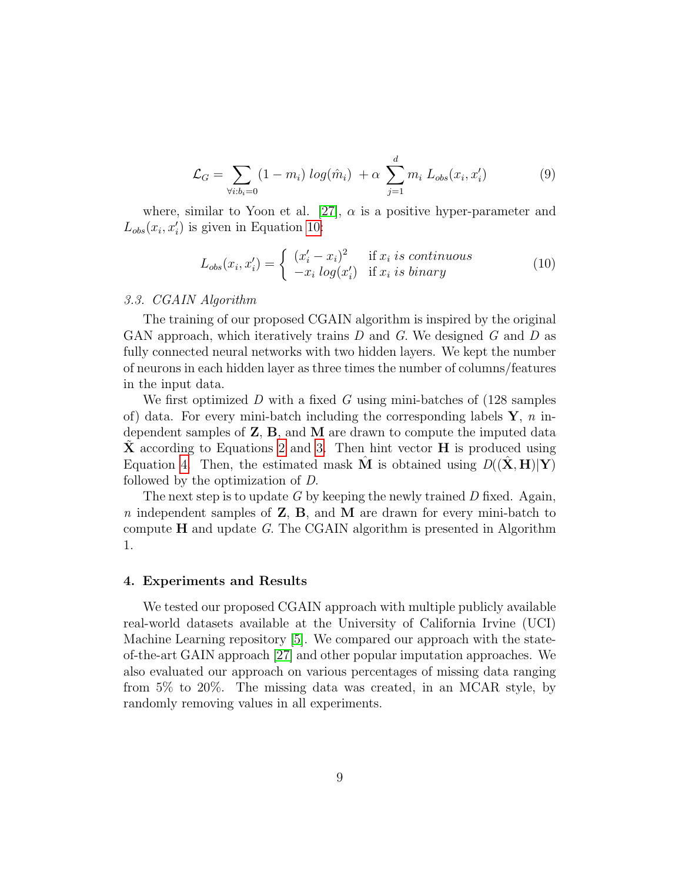$$\mathcal{L}_G = \sum_{\forall i: b_i = 0} (1 - m_i)\ log(\hat{m}_i)\ + \alpha \sum_{j=1}^{d} m_i\ L_{obs}(x_i, x_i') \tag{9}$$

where, similar to Yoon et al. [27], $\alpha$ is a positive hyper-parameter and $L_{obs}(x_i, x_i')$ is given in Equation 10:

$$L_{obs}(x_i, x_i') = \begin{cases} (x_i' - x_i)^2 & \text{if } x_i \text{ } is\ continuous \\ -x_i\ log(x_i') & \text{if } x_i \text{ } is\ binary \end{cases} \tag{10}$$

### *3.3. CGAIN Algorithm*

The training of our proposed CGAIN algorithm is inspired by the original GAN approach, which iteratively trains $D$ and $G$. We designed $G$ and $D$ as fully connected neural networks with two hidden layers. We kept the number of neurons in each hidden layer as three times the number of columns/features in the input data.

We first optimized $D$ with a fixed $G$ using mini-batches of (128 samples of) data. For every mini-batch including the corresponding labels $\mathbf{Y}$, $n$ independent samples of $\mathbf{Z}$, $\mathbf{B}$, and $\mathbf{M}$ are drawn to compute the imputed data $\tilde{\mathbf{X}}$ according to Equations 2 and 3. Then hint vector $\mathbf{H}$ is produced using Equation 4. Then, the estimated mask $\hat{\mathbf{M}}$ is obtained using $D((\hat{\mathbf{X}}, \mathbf{H})|\mathbf{Y})$ followed by the optimization of $D$.

The next step is to update $G$ by keeping the newly trained $D$ fixed. Again, $n$ independent samples of $\mathbf{Z}$, $\mathbf{B}$, and $\mathbf{M}$ are drawn for every mini-batch to compute $\mathbf{H}$ and update $G$. The CGAIN algorithm is presented in Algorithm 1.

## 4. Experiments and Results

We tested our proposed CGAIN approach with multiple publicly available real-world datasets available at the University of California Irvine (UCI) Machine Learning repository [5]. We compared our approach with the state-of-the-art GAIN approach [27] and other popular imputation approaches. We also evaluated our approach on various percentages of missing data ranging from 5% to 20%. The missing data was created, in an MCAR style, by randomly removing values in all experiments.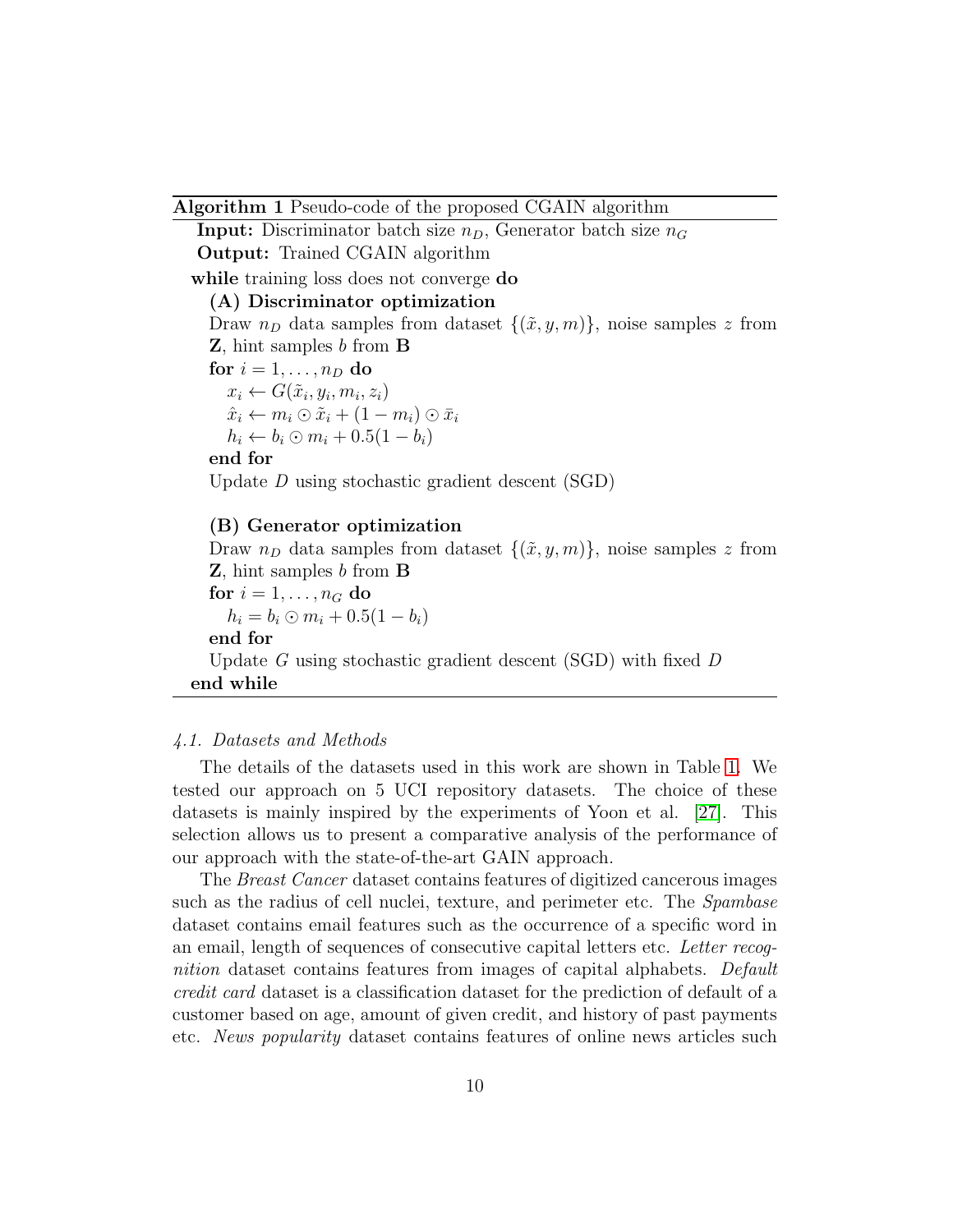**Algorithm 1** Pseudo-code of the proposed CGAIN algorithm

```
Input: Discriminator batch size n_D, Generator batch size n_G
Output: Trained CGAIN algorithm
while training loss does not converge do
    (A) Discriminator optimization
    Draw n_D data samples from dataset {(x̃, y, m)}, noise samples z from
    Z, hint samples b from B
    for i = 1, ..., n_D do
        x_i ← G(x̃_i, y_i, m_i, z_i)
        x̂_i ← m_i ⊙ x̃_i + (1 − m_i) ⊙ x̄_i
        h_i ← b_i ⊙ m_i + 0.5(1 − b_i)
    end for
    Update D using stochastic gradient descent (SGD)

    (B) Generator optimization
    Draw n_D data samples from dataset {(x̃, y, m)}, noise samples z from
    Z, hint samples b from B
    for i = 1, ..., n_G do
        h_i = b_i ⊙ m_i + 0.5(1 − b_i)
    end for
    Update G using stochastic gradient descent (SGD) with fixed D
end while
```

### *4.1. Datasets and Methods*

The details of the datasets used in this work are shown in Table 1. We tested our approach on 5 UCI repository datasets. The choice of these datasets is mainly inspired by the experiments of Yoon et al. [27]. This selection allows us to present a comparative analysis of the performance of our approach with the state-of-the-art GAIN approach.

The *Breast Cancer* dataset contains features of digitized cancerous images such as the radius of cell nuclei, texture, and perimeter etc. The *Spambase* dataset contains email features such as the occurrence of a specific word in an email, length of sequences of consecutive capital letters etc. *Letter recognition* dataset contains features from images of capital alphabets. *Default credit card* dataset is a classification dataset for the prediction of default of a customer based on age, amount of given credit, and history of past payments etc. *News popularity* dataset contains features of online news articles such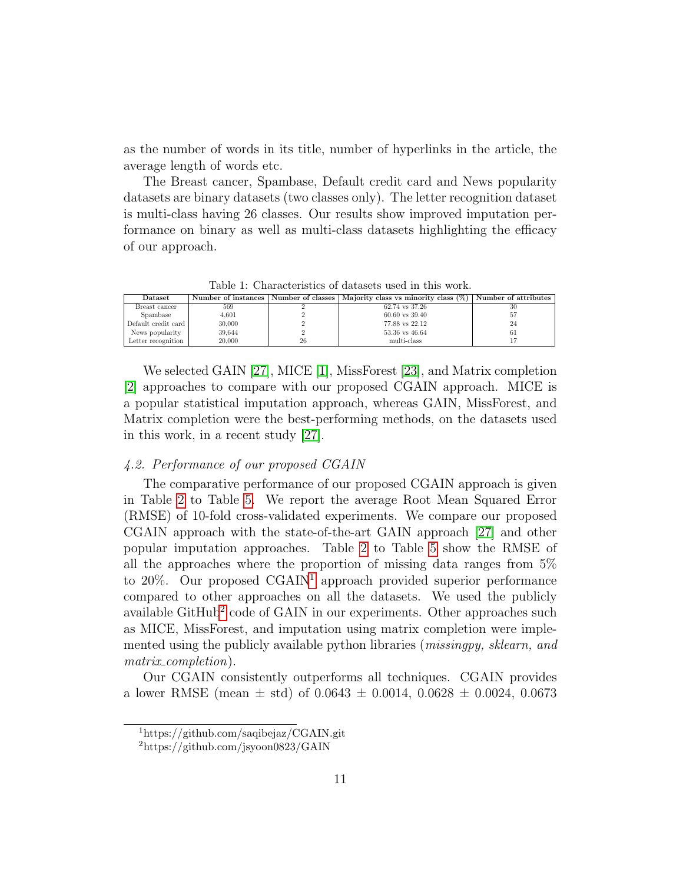as the number of words in its title, number of hyperlinks in the article, the average length of words etc.

The Breast cancer, Spambase, Default credit card and News popularity datasets are binary datasets (two classes only). The letter recognition dataset is multi-class having 26 classes. Our results show improved imputation performance on binary as well as multi-class datasets highlighting the efficacy of our approach.

Table 1: Characteristics of datasets used in this work.

| Dataset | Number of instances | Number of classes | Majority class vs minority class (%) | Number of attributes |
|---|---|---|---|---|
| Breast cancer | 569 | 2 | 62.74 vs 37.26 | 30 |
| Spambase | 4,601 | 2 | 60.60 vs 39.40 | 57 |
| Default credit card | 30,000 | 2 | 77.88 vs 22.12 | 24 |
| News popularity | 39,644 | 2 | 53.36 vs 46.64 | 61 |
| Letter recognition | 20,000 | 26 | multi-class | 17 |

We selected GAIN [27], MICE [1], MissForest [23], and Matrix completion [2] approaches to compare with our proposed CGAIN approach. MICE is a popular statistical imputation approach, whereas GAIN, MissForest, and Matrix completion were the best-performing methods, on the datasets used in this work, in a recent study [27].

### *4.2. Performance of our proposed CGAIN*

The comparative performance of our proposed CGAIN approach is given in Table 2 to Table 5. We report the average Root Mean Squared Error (RMSE) of 10-fold cross-validated experiments. We compare our proposed CGAIN approach with the state-of-the-art GAIN approach [27] and other popular imputation approaches. Table 2 to Table 5 show the RMSE of all the approaches where the proportion of missing data ranges from 5% to 20%. Our proposed CGAIN[1] approach provided superior performance compared to other approaches on all the datasets. We used the publicly available GitHub[2] code of GAIN in our experiments. Other approaches such as MICE, MissForest, and imputation using matrix completion were implemented using the publicly available python libraries (*missingpy, sklearn, and matrix_completion*).

Our CGAIN consistently outperforms all techniques. CGAIN provides a lower RMSE (mean ± std) of 0.0643 ± 0.0014, 0.0628 ± 0.0024, 0.0673

[1] https://github.com/saqibejaz/CGAIN.git

[2] https://github.com/jsyoon0823/GAIN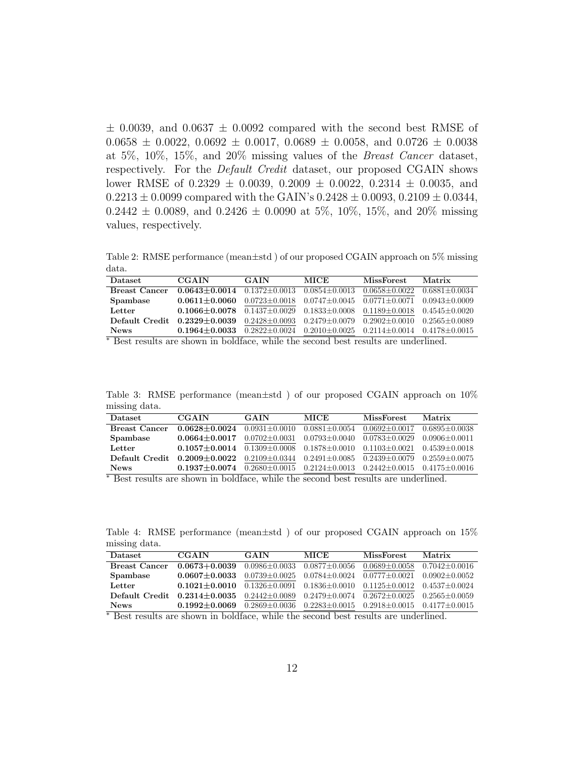± 0.0039, and 0.0637 ± 0.0092 compared with the second best RMSE of 0.0658 ± 0.0022, 0.0692 ± 0.0017, 0.0689 ± 0.0058, and 0.0726 ± 0.0038 at 5%, 10%, 15%, and 20% missing values of the *Breast Cancer* dataset, respectively. For the *Default Credit* dataset, our proposed CGAIN shows lower RMSE of 0.2329 ± 0.0039, 0.2009 ± 0.0022, 0.2314 ± 0.0035, and 0.2213 ± 0.0099 compared with the GAIN's 0.2428 ± 0.0093, 0.2109 ± 0.0344, 0.2442 ± 0.0089, and 0.2426 ± 0.0090 at 5%, 10%, 15%, and 20% missing values, respectively.

Table 2: RMSE performance (mean±std ) of our proposed CGAIN approach on 5% missing data.

| Dataset | CGAIN | GAIN | MICE | MissForest | Matrix |
|---|---|---|---|---|---|
| **Breast Cancer** | **0.0643±0.0014** | 0.1372±0.0013 | 0.0854±0.0013 | <u>0.0658±0.0022</u> | 0.6881±0.0034 |
| **Spambase** | **0.0611±0.0060** | <u>0.0723±0.0018</u> | 0.0747±0.0045 | 0.0771±0.0071 | 0.0943±0.0009 |
| **Letter** | **0.1066±0.0078** | 0.1437±0.0029 | 0.1833±0.0008 | <u>0.1189±0.0018</u> | 0.4545±0.0020 |
| **Default Credit** | **0.2329±0.0039** | <u>0.2428±0.0093</u> | 0.2479±0.0079 | 0.2902±0.0010 | 0.2565±0.0089 |
| **News** | **0.1964±0.0033** | 0.2822±0.0024 | <u>0.2010±0.0025</u> | 0.2114±0.0014 | 0.4178±0.0015 |

* Best results are shown in boldface, while the second best results are underlined.

Table 3: RMSE performance (mean±std ) of our proposed CGAIN approach on 10% missing data.

| Dataset | CGAIN | GAIN | MICE | MissForest | Matrix |
|---|---|---|---|---|---|
| **Breast Cancer** | **0.0628±0.0024** | 0.0931±0.0010 | 0.0881±0.0054 | <u>0.0692±0.0017</u> | 0.6895±0.0038 |
| **Spambase** | **0.0664±0.0017** | <u>0.0702±0.0031</u> | 0.0793±0.0040 | 0.0783±0.0029 | 0.0906±0.0011 |
| **Letter** | **0.1057±0.0014** | 0.1309±0.0008 | 0.1878±0.0010 | <u>0.1103±0.0021</u> | 0.4539±0.0018 |
| **Default Credit** | **0.2009±0.0022** | <u>0.2109±0.0344</u> | 0.2491±0.0085 | 0.2439±0.0079 | 0.2559±0.0075 |
| **News** | **0.1937±0.0074** | 0.2680±0.0015 | <u>0.2124±0.0013</u> | 0.2442±0.0015 | 0.4175±0.0016 |

* Best results are shown in boldface, while the second best results are underlined.

Table 4: RMSE performance (mean±std ) of our proposed CGAIN approach on 15% missing data.

| Dataset | CGAIN | GAIN | MICE | MissForest | Matrix |
|---|---|---|---|---|---|
| **Breast Cancer** | **0.0673±0.0039** | 0.0986±0.0033 | 0.0877±0.0056 | <u>0.0689±0.0058</u> | 0.7042±0.0016 |
| **Spambase** | **0.0607±0.0033** | <u>0.0739±0.0025</u> | 0.0784±0.0024 | 0.0777±0.0021 | 0.0902±0.0052 |
| **Letter** | **0.1021±0.0010** | 0.1326±0.0091 | 0.1836±0.0010 | <u>0.1125±0.0012</u> | 0.4537±0.0024 |
| **Default Credit** | **0.2314±0.0035** | <u>0.2442±0.0089</u> | 0.2479±0.0074 | 0.2672±0.0025 | 0.2565±0.0059 |
| **News** | **0.1992±0.0069** | 0.2869±0.0036 | <u>0.2283±0.0015</u> | 0.2918±0.0015 | 0.4177±0.0015 |

* Best results are shown in boldface, while the second best results are underlined.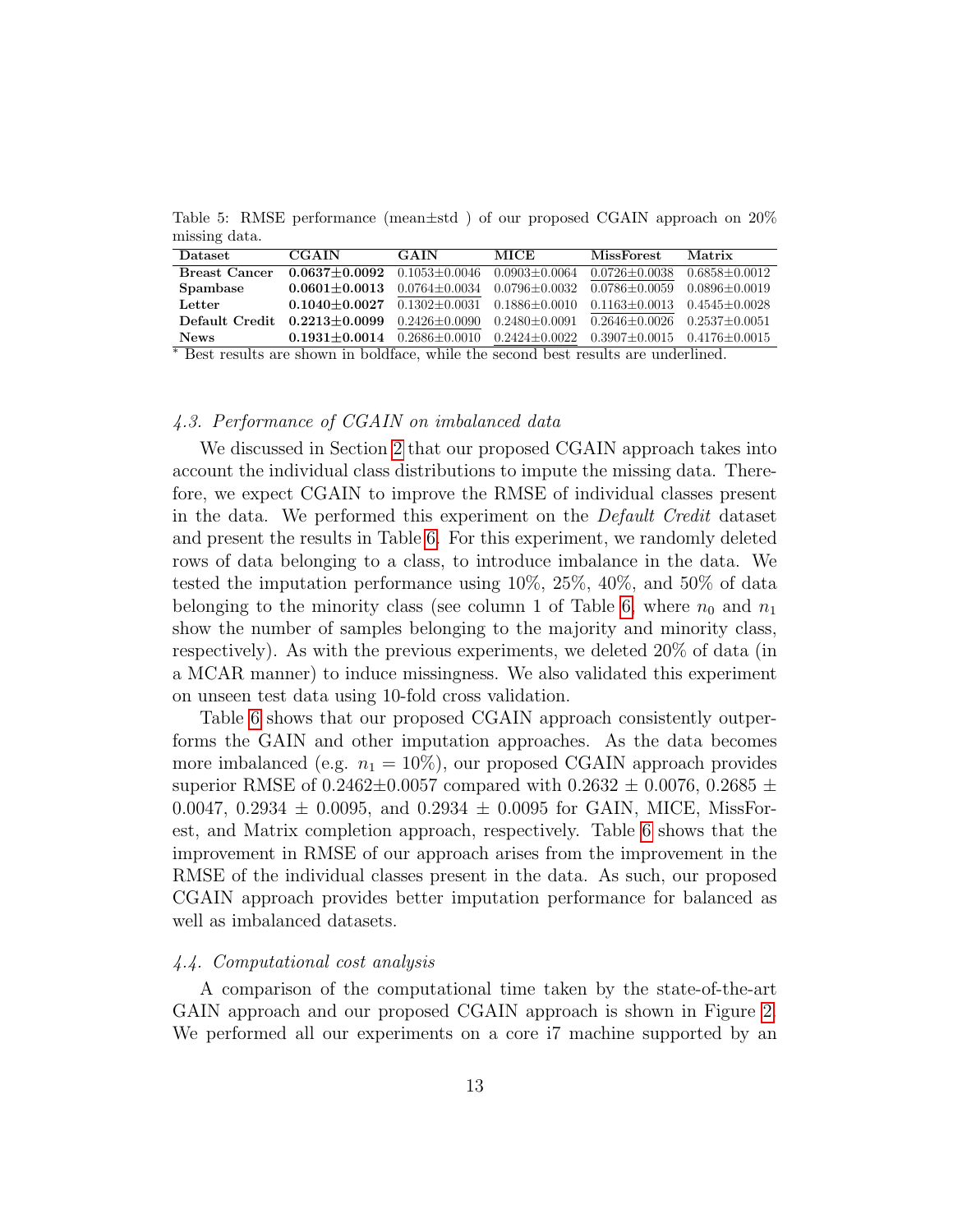Table 5: RMSE performance (mean±std ) of our proposed CGAIN approach on 20% missing data.

| Dataset | CGAIN | GAIN | MICE | MissForest | Matrix |
|---|---|---|---|---|---|
| **Breast Cancer** | **0.0637±0.0092** | 0.1053±0.0046 | 0.0903±0.0064 | <u>0.0726±0.0038</u> | 0.6858±0.0012 |
| **Spambase** | **0.0601±0.0013** | <u>0.0764±0.0034</u> | 0.0796±0.0032 | 0.0786±0.0059 | 0.0896±0.0019 |
| **Letter** | **0.1040±0.0027** | 0.1302±0.0031 | 0.1886±0.0010 | <u>0.1163±0.0013</u> | 0.4545±0.0028 |
| **Default Credit** | **0.2213±0.0099** | <u>0.2426±0.0090</u> | 0.2480±0.0091 | 0.2646±0.0026 | 0.2537±0.0051 |
| **News** | **0.1931±0.0014** | 0.2686±0.0010 | <u>0.2424±0.0022</u> | 0.3907±0.0015 | 0.4176±0.0015 |

[*] Best results are shown in boldface, while the second best results are underlined.

### *4.3. Performance of CGAIN on imbalanced data*

We discussed in Section 2 that our proposed CGAIN approach takes into account the individual class distributions to impute the missing data. Therefore, we expect CGAIN to improve the RMSE of individual classes present in the data. We performed this experiment on the *Default Credit* dataset and present the results in Table 6. For this experiment, we randomly deleted rows of data belonging to a class, to introduce imbalance in the data. We tested the imputation performance using 10%, 25%, 40%, and 50% of data belonging to the minority class (see column 1 of Table 6, where $n_0$ and $n_1$ show the number of samples belonging to the majority and minority class, respectively). As with the previous experiments, we deleted 20% of data (in a MCAR manner) to induce missingness. We also validated this experiment on unseen test data using 10-fold cross validation.

Table 6 shows that our proposed CGAIN approach consistently outperforms the GAIN and other imputation approaches. As the data becomes more imbalanced (e.g. $n_1 = 10\%$), our proposed CGAIN approach provides superior RMSE of 0.2462±0.0057 compared with 0.2632 ± 0.0076, 0.2685 ± 0.0047, 0.2934 ± 0.0095, and 0.2934 ± 0.0095 for GAIN, MICE, MissForest, and Matrix completion approach, respectively. Table 6 shows that the improvement in RMSE of our approach arises from the improvement in the RMSE of the individual classes present in the data. As such, our proposed CGAIN approach provides better imputation performance for balanced as well as imbalanced datasets.

### *4.4. Computational cost analysis*

A comparison of the computational time taken by the state-of-the-art GAIN approach and our proposed CGAIN approach is shown in Figure 2. We performed all our experiments on a core i7 machine supported by an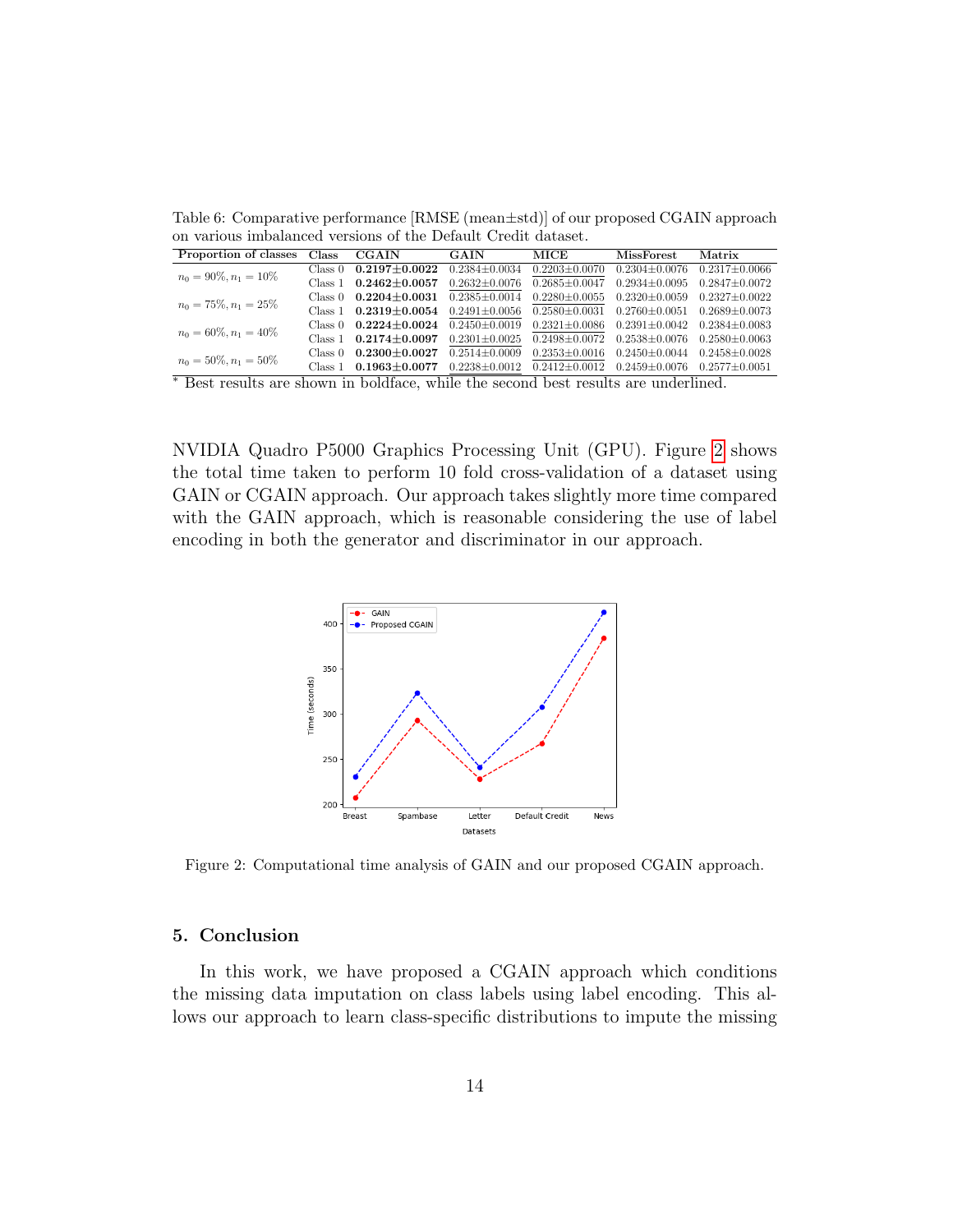Table 6: Comparative performance [RMSE (mean±std)] of our proposed CGAIN approach on various imbalanced versions of the Default Credit dataset.

| Proportion of classes | Class | CGAIN | GAIN | MICE | MissForest | Matrix |
|---|---|---|---|---|---|---|
| $n_0 = 90\%, n_1 = 10\%$ | Class 0 | **0.2197±0.0022** | 0.2384±0.0034 | <u>0.2203±0.0070</u> | 0.2304±0.0076 | 0.2317±0.0066 |
| | Class 1 | **0.2462±0.0057** | <u>0.2632±0.0076</u> | 0.2685±0.0047 | 0.2934±0.0095 | 0.2847±0.0072 |
| $n_0 = 75\%, n_1 = 25\%$ | Class 0 | **0.2204±0.0031** | 0.2385±0.0014 | <u>0.2280±0.0055</u> | 0.2320±0.0059 | 0.2327±0.0022 |
| | Class 1 | **0.2319±0.0054** | <u>0.2491±0.0056</u> | 0.2580±0.0031 | 0.2760±0.0051 | 0.2689±0.0073 |
| $n_0 = 60\%, n_1 = 40\%$ | Class 0 | **0.2224±0.0024** | 0.2450±0.0019 | <u>0.2321±0.0086</u> | 0.2391±0.0042 | 0.2384±0.0083 |
| | Class 1 | **0.2174±0.0097** | <u>0.2301±0.0025</u> | 0.2498±0.0072 | 0.2538±0.0076 | 0.2580±0.0063 |
| $n_0 = 50\%, n_1 = 50\%$ | Class 0 | **0.2300±0.0027** | 0.2514±0.0009 | <u>0.2353±0.0016</u> | 0.2450±0.0044 | 0.2458±0.0028 |
| | Class 1 | **0.1963±0.0077** | <u>0.2238±0.0012</u> | 0.2412±0.0012 | 0.2459±0.0076 | 0.2577±0.0051 |

* Best results are shown in boldface, while the second best results are underlined.

NVIDIA Quadro P5000 Graphics Processing Unit (GPU). Figure 2 shows the total time taken to perform 10 fold cross-validation of a dataset using GAIN or CGAIN approach. Our approach takes slightly more time compared with the GAIN approach, which is reasonable considering the use of label encoding in both the generator and discriminator in our approach.

Figure 2: Computational time analysis of GAIN and our proposed CGAIN approach.

## 5. Conclusion

In this work, we have proposed a CGAIN approach which conditions the missing data imputation on class labels using label encoding. This allows our approach to learn class-specific distributions to impute the missing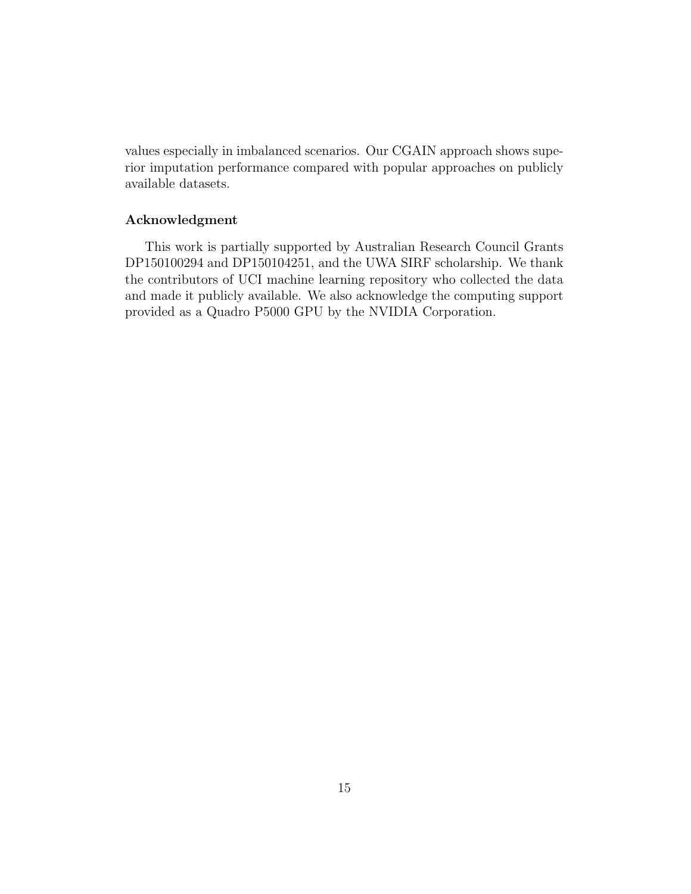values especially in imbalanced scenarios. Our CGAIN approach shows superior imputation performance compared with popular approaches on publicly available datasets.

### Acknowledgment

This work is partially supported by Australian Research Council Grants DP150100294 and DP150104251, and the UWA SIRF scholarship. We thank the contributors of UCI machine learning repository who collected the data and made it publicly available. We also acknowledge the computing support provided as a Quadro P5000 GPU by the NVIDIA Corporation.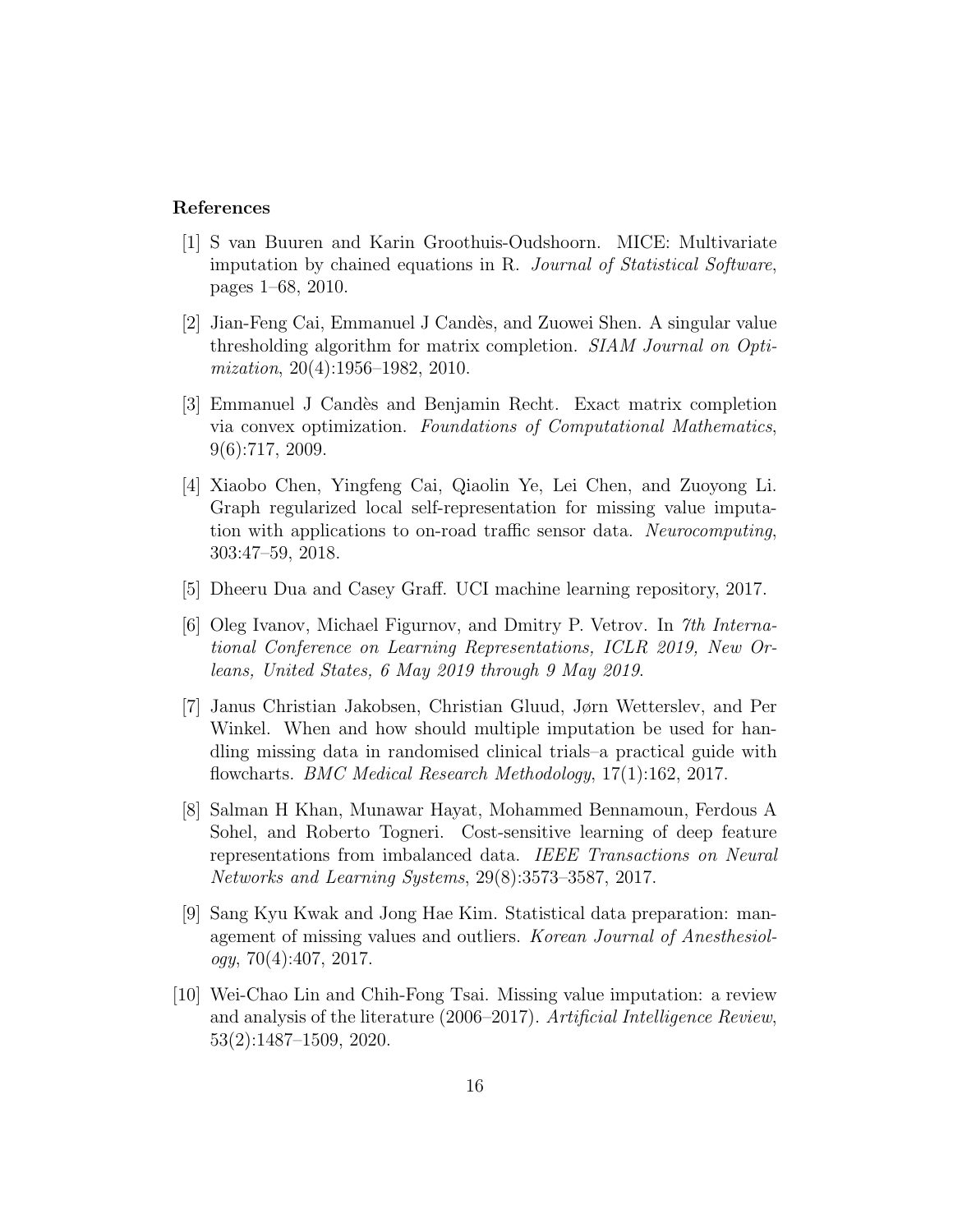### References

[1] S van Buuren and Karin Groothuis-Oudshoorn. MICE: Multivariate imputation by chained equations in R. *Journal of Statistical Software*, pages 1–68, 2010.

[2] Jian-Feng Cai, Emmanuel J Candès, and Zuowei Shen. A singular value thresholding algorithm for matrix completion. *SIAM Journal on Optimization*, 20(4):1956–1982, 2010.

[3] Emmanuel J Candès and Benjamin Recht. Exact matrix completion via convex optimization. *Foundations of Computational Mathematics*, 9(6):717, 2009.

[4] Xiaobo Chen, Yingfeng Cai, Qiaolin Ye, Lei Chen, and Zuoyong Li. Graph regularized local self-representation for missing value imputation with applications to on-road traffic sensor data. *Neurocomputing*, 303:47–59, 2018.

[5] Dheeru Dua and Casey Graff. UCI machine learning repository, 2017.

[6] Oleg Ivanov, Michael Figurnov, and Dmitry P. Vetrov. In *7th International Conference on Learning Representations, ICLR 2019, New Orleans, United States, 6 May 2019 through 9 May 2019*.

[7] Janus Christian Jakobsen, Christian Gluud, Jørn Wetterslev, and Per Winkel. When and how should multiple imputation be used for handling missing data in randomised clinical trials–a practical guide with flowcharts. *BMC Medical Research Methodology*, 17(1):162, 2017.

[8] Salman H Khan, Munawar Hayat, Mohammed Bennamoun, Ferdous A Sohel, and Roberto Togneri. Cost-sensitive learning of deep feature representations from imbalanced data. *IEEE Transactions on Neural Networks and Learning Systems*, 29(8):3573–3587, 2017.

[9] Sang Kyu Kwak and Jong Hae Kim. Statistical data preparation: management of missing values and outliers. *Korean Journal of Anesthesiology*, 70(4):407, 2017.

[10] Wei-Chao Lin and Chih-Fong Tsai. Missing value imputation: a review and analysis of the literature (2006–2017). *Artificial Intelligence Review*, 53(2):1487–1509, 2020.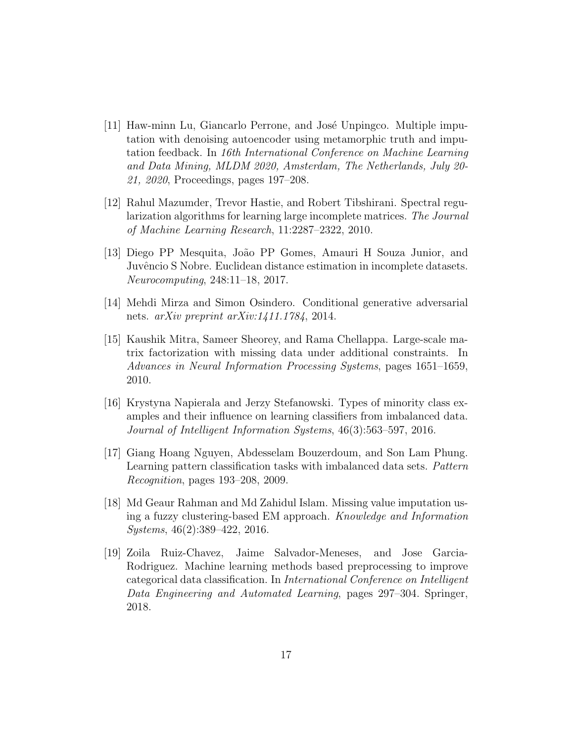[11] Haw-minn Lu, Giancarlo Perrone, and José Unpingco. Multiple imputation with denoising autoencoder using metamorphic truth and imputation feedback. In *16th International Conference on Machine Learning and Data Mining, MLDM 2020, Amsterdam, The Netherlands, July 20-21, 2020*, Proceedings, pages 197–208.

[12] Rahul Mazumder, Trevor Hastie, and Robert Tibshirani. Spectral regularization algorithms for learning large incomplete matrices. *The Journal of Machine Learning Research*, 11:2287–2322, 2010.

[13] Diego PP Mesquita, João PP Gomes, Amauri H Souza Junior, and Juvêncio S Nobre. Euclidean distance estimation in incomplete datasets. *Neurocomputing*, 248:11–18, 2017.

[14] Mehdi Mirza and Simon Osindero. Conditional generative adversarial nets. *arXiv preprint arXiv:1411.1784*, 2014.

[15] Kaushik Mitra, Sameer Sheorey, and Rama Chellappa. Large-scale matrix factorization with missing data under additional constraints. In *Advances in Neural Information Processing Systems*, pages 1651–1659, 2010.

[16] Krystyna Napierala and Jerzy Stefanowski. Types of minority class examples and their influence on learning classifiers from imbalanced data. *Journal of Intelligent Information Systems*, 46(3):563–597, 2016.

[17] Giang Hoang Nguyen, Abdesselam Bouzerdoum, and Son Lam Phung. Learning pattern classification tasks with imbalanced data sets. *Pattern Recognition*, pages 193–208, 2009.

[18] Md Geaur Rahman and Md Zahidul Islam. Missing value imputation using a fuzzy clustering-based EM approach. *Knowledge and Information Systems*, 46(2):389–422, 2016.

[19] Zoila Ruiz-Chavez, Jaime Salvador-Meneses, and Jose Garcia-Rodriguez. Machine learning methods based preprocessing to improve categorical data classification. In *International Conference on Intelligent Data Engineering and Automated Learning*, pages 297–304. Springer, 2018.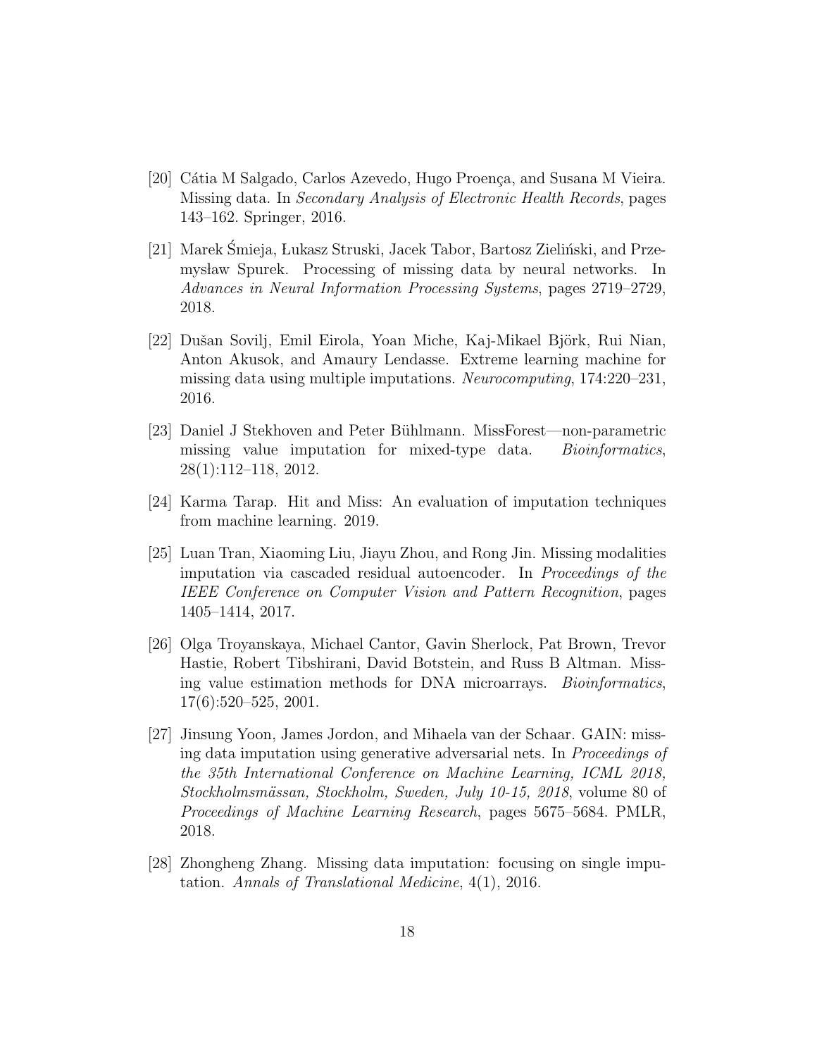[20] Cátia M Salgado, Carlos Azevedo, Hugo Proença, and Susana M Vieira. Missing data. In *Secondary Analysis of Electronic Health Records*, pages 143–162. Springer, 2016.

[21] Marek Śmieja, Łukasz Struski, Jacek Tabor, Bartosz Zieliński, and Przemysław Spurek. Processing of missing data by neural networks. In *Advances in Neural Information Processing Systems*, pages 2719–2729, 2018.

[22] Dušan Sovilj, Emil Eirola, Yoan Miche, Kaj-Mikael Björk, Rui Nian, Anton Akusok, and Amaury Lendasse. Extreme learning machine for missing data using multiple imputations. *Neurocomputing*, 174:220–231, 2016.

[23] Daniel J Stekhoven and Peter Bühlmann. MissForest—non-parametric missing value imputation for mixed-type data. *Bioinformatics*, 28(1):112–118, 2012.

[24] Karma Tarap. Hit and Miss: An evaluation of imputation techniques from machine learning. 2019.

[25] Luan Tran, Xiaoming Liu, Jiayu Zhou, and Rong Jin. Missing modalities imputation via cascaded residual autoencoder. In *Proceedings of the IEEE Conference on Computer Vision and Pattern Recognition*, pages 1405–1414, 2017.

[26] Olga Troyanskaya, Michael Cantor, Gavin Sherlock, Pat Brown, Trevor Hastie, Robert Tibshirani, David Botstein, and Russ B Altman. Missing value estimation methods for DNA microarrays. *Bioinformatics*, 17(6):520–525, 2001.

[27] Jinsung Yoon, James Jordon, and Mihaela van der Schaar. GAIN: missing data imputation using generative adversarial nets. In *Proceedings of the 35th International Conference on Machine Learning, ICML 2018, Stockholmsmässan, Stockholm, Sweden, July 10-15, 2018*, volume 80 of *Proceedings of Machine Learning Research*, pages 5675–5684. PMLR, 2018.

[28] Zhongheng Zhang. Missing data imputation: focusing on single imputation. *Annals of Translational Medicine*, 4(1), 2016.